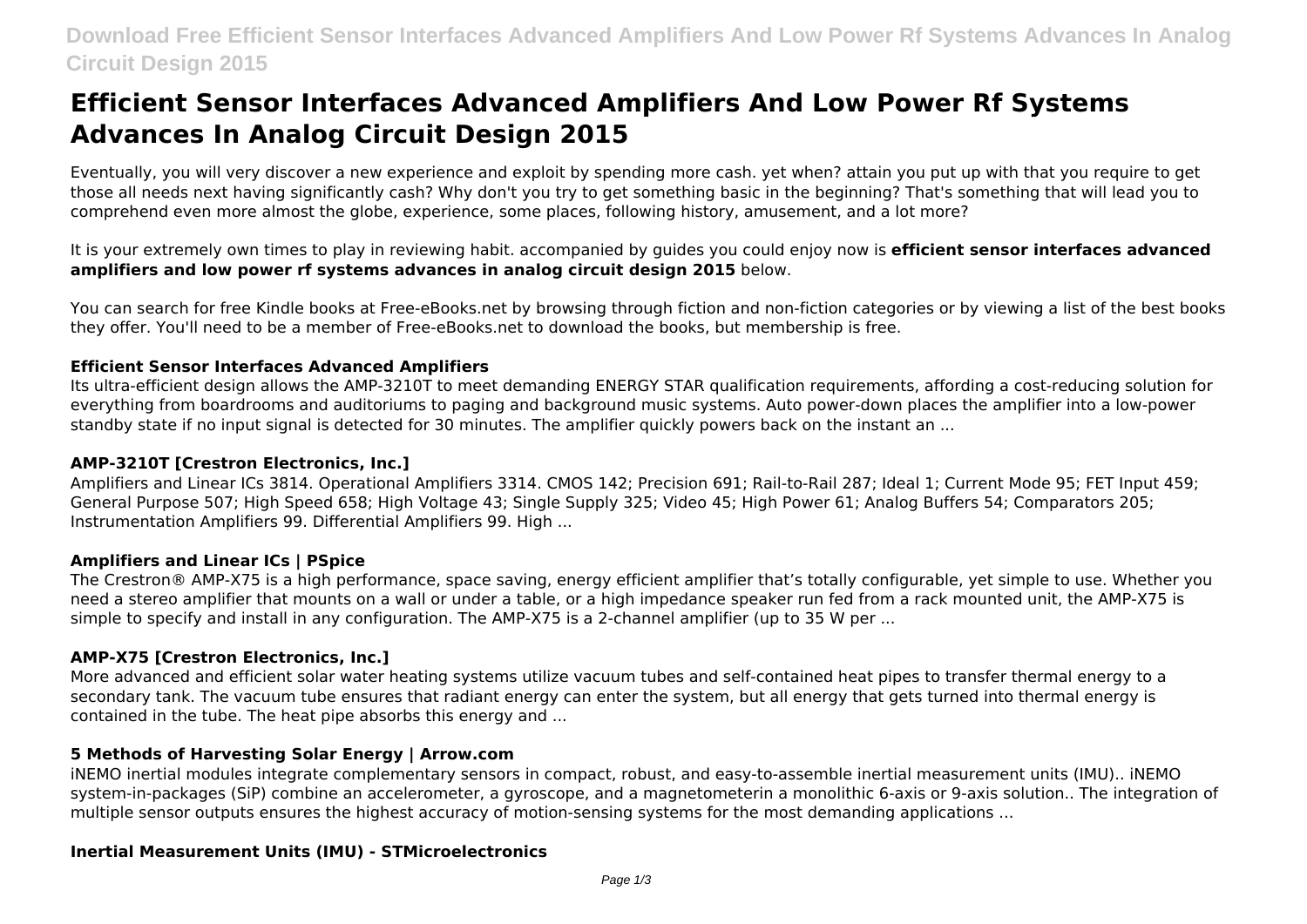# Efficient Sensor Interfaces Advanced Amplifiers And Low Power Rf Systems Advances In Analog Circuit Design 2015

Eventually, you will very discover a new experience and exploit by spending more cash. yet when? attain you put up with that you require to get those all needs next having significantly cash? Why don't you try to get something basic in the beginning? That's something that will lead you to comprehend even more almost the globe, experience, some places, following history, amusement, and a lot more?

It is your extremely own times to play in reviewing habit. accompanied by guides you could enjoy now is **efficient sensor interfaces advanced amplifiers and low power rf systems advances in analog circuit design 2015** below.

You can search for free Kindle books at Free-eBooks.net by browsing through fiction and non-fiction categories or by viewing a list of the best books they offer. You'll need to be a member of Free-eBooks.net to download the books, but membership is free.

### Efficient Sensor Interfaces Advanced Amplifiers

Its ultra-efficient design allows the AMP-3210T to meet demanding ENERGY STAR qualification requirements, affording a cost-reducing solution for everything from boardrooms and auditoriums to paging and background music systems. Auto power-down places the amplifier into a low-power standby state if no input signal is detected for 30 minutes. The amplifier quickly powers back on the instant an ...

### AMP-3210T [Crestron Electronics, Inc.]

Amplifiers and Linear ICs 3814. Operational Amplifiers 3314. CMOS 142; Precision 691; Rail-to-Rail 287; Ideal 1; Current Mode 95; FET Input 459; General Purpose 507; High Speed 658; High Voltage 43; Single Supply 325; Video 45; High Power 61; Analog Buffers 54; Comparators 205; Instrumentation Amplifiers 99. Differential Amplifiers 99. High ...

### Amplifiers and Linear ICs | PSpice

The Crestron® AMP-X75 is a high performance, space saving, energy efficient amplifier that's totally configurable, yet simple to use. Whether you need a stereo amplifier that mounts on a wall or under a table, or a high impedance speaker run fed from a rack mounted unit, the AMP-X75 is simple to specify and install in any configuration. The AMP-X75 is a 2-channel amplifier (up to 35 W per ...

### AMP-X75 [Crestron Electronics, Inc.]

More advanced and efficient solar water heating systems utilize vacuum tubes and self-contained heat pipes to transfer thermal energy to a secondary tank. The vacuum tube ensures that radiant energy can enter the system, but all energy that gets turned into thermal energy is contained in the tube. The heat pipe absorbs this energy and ...

### 5 Methods of Harvesting Solar Energy | Arrow.com

iNEMO inertial modules integrate complementary sensors in compact, robust, and easy-to-assemble inertial measurement units (IMU).. iNEMO system-in-packages (SiP) combine an accelerometer, a gyroscope, and a magnetometerin a monolithic 6-axis or 9-axis solution.. The integration of multiple sensor outputs ensures the highest accuracy of motion-sensing systems for the most demanding applications ...

### Inertial Measurement Units (IMU) - STMicroelectronics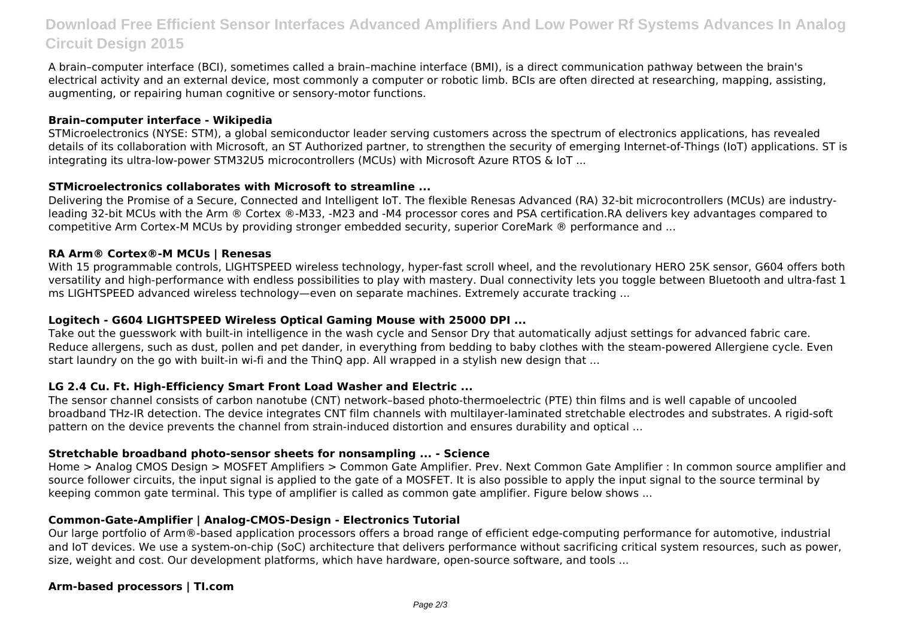A brain–computer interface (BCI), sometimes called a brain–machine interface (BMI), is a direct communication pathway between the brain's electrical activity and an external device, most commonly a computer or robotic limb. BCIs are often directed at researching, mapping, assisting, augmenting, or repairing human cognitive or sensory-motor functions.

**Brain–computer interface - Wikipedia**

STMicroelectronics (NYSE: STM), a global semiconductor leader serving customers across the spectrum of electronics applications, has revealed details of its collaboration with Microsoft, an ST Authorized partner, to strengthen the security of emerging Internet-of-Things (IoT) applications. ST is integrating its ultra-low-power STM32U5 microcontrollers (MCUs) with Microsoft Azure RTOS & IoT ...

**STMicroelectronics collaborates with Microsoft to streamline ...**

Delivering the Promise of a Secure, Connected and Intelligent IoT. The flexible Renesas Advanced (RA) 32-bit microcontrollers (MCUs) are industry-leading 32-bit MCUs with the Arm ® Cortex ®-M33, -M23 and -M4 processor cores and PSA certification.RA delivers key advantages compared to competitive Arm Cortex-M MCUs by providing stronger embedded security, superior CoreMark ® performance and ...

**RA Arm® Cortex®-M MCUs | Renesas**

With 15 programmable controls, LIGHTSPEED wireless technology, hyper-fast scroll wheel, and the revolutionary HERO 25K sensor, G604 offers both versatility and high-performance with endless possibilities to play with mastery. Dual connectivity lets you toggle between Bluetooth and ultra-fast 1 ms LIGHTSPEED advanced wireless technology—even on separate machines. Extremely accurate tracking ...

**Logitech - G604 LIGHTSPEED Wireless Optical Gaming Mouse with 25000 DPI ...**

Take out the guesswork with built-in intelligence in the wash cycle and Sensor Dry that automatically adjust settings for advanced fabric care. Reduce allergens, such as dust, pollen and pet dander, in everything from bedding to baby clothes with the steam-powered Allergiene cycle. Even start laundry on the go with built-in wi-fi and the ThinQ app. All wrapped in a stylish new design that ...

**LG 2.4 Cu. Ft. High-Efficiency Smart Front Load Washer and Electric ...**

The sensor channel consists of carbon nanotube (CNT) network–based photo-thermoelectric (PTE) thin films and is well capable of uncooled broadband THz-IR detection. The device integrates CNT film channels with multilayer-laminated stretchable electrodes and substrates. A rigid-soft pattern on the device prevents the channel from strain-induced distortion and ensures durability and optical ...

**Stretchable broadband photo-sensor sheets for nonsampling ... - Science**

Home > Analog CMOS Design > MOSFET Amplifiers > Common Gate Amplifier. Prev. Next Common Gate Amplifier : In common source amplifier and source follower circuits, the input signal is applied to the gate of a MOSFET. It is also possible to apply the input signal to the source terminal by keeping common gate terminal. This type of amplifier is called as common gate amplifier. Figure below shows ...

**Common-Gate-Amplifier | Analog-CMOS-Design - Electronics Tutorial**

Our large portfolio of Arm®-based application processors offers a broad range of efficient edge-computing performance for automotive, industrial and IoT devices. We use a system-on-chip (SoC) architecture that delivers performance without sacrificing critical system resources, such as power, size, weight and cost. Our development platforms, which have hardware, open-source software, and tools ...

**Arm-based processors | TI.com**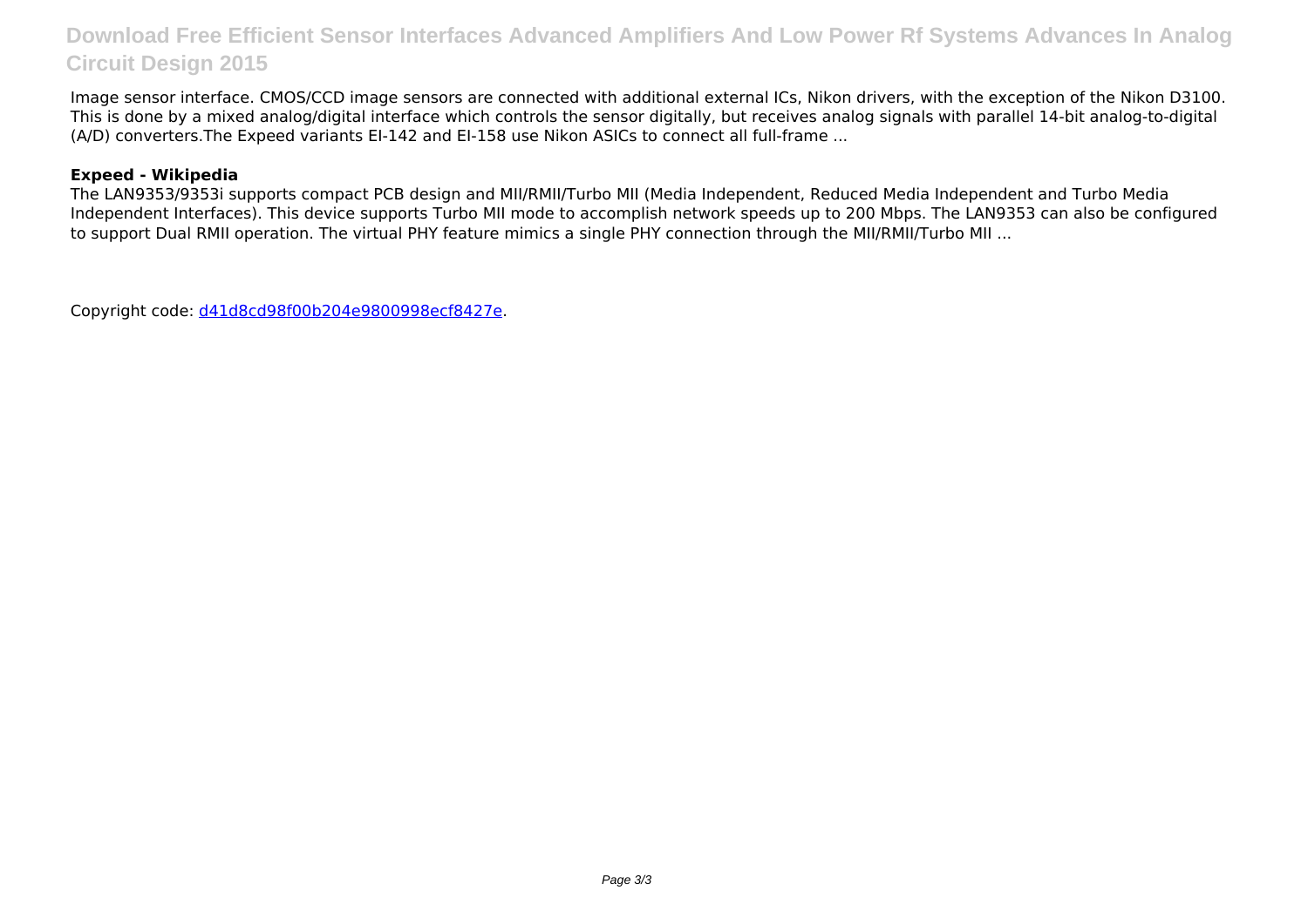Image sensor interface. CMOS/CCD image sensors are connected with additional external ICs, Nikon drivers, with the exception of the Nikon D3100. This is done by a mixed analog/digital interface which controls the sensor digitally, but receives analog signals with parallel 14-bit analog-to-digital (A/D) converters.The Expeed variants EI-142 and EI-158 use Nikon ASICs to connect all full-frame ...

**Expeed - Wikipedia**

The LAN9353/9353i supports compact PCB design and MII/RMII/Turbo MII (Media Independent, Reduced Media Independent and Turbo Media Independent Interfaces). This device supports Turbo MII mode to accomplish network speeds up to 200 Mbps. The LAN9353 can also be configured to support Dual RMII operation. The virtual PHY feature mimics a single PHY connection through the MII/RMII/Turbo MII ...

Copyright code: d41d8cd98f00b204e9800998ecf8427e.